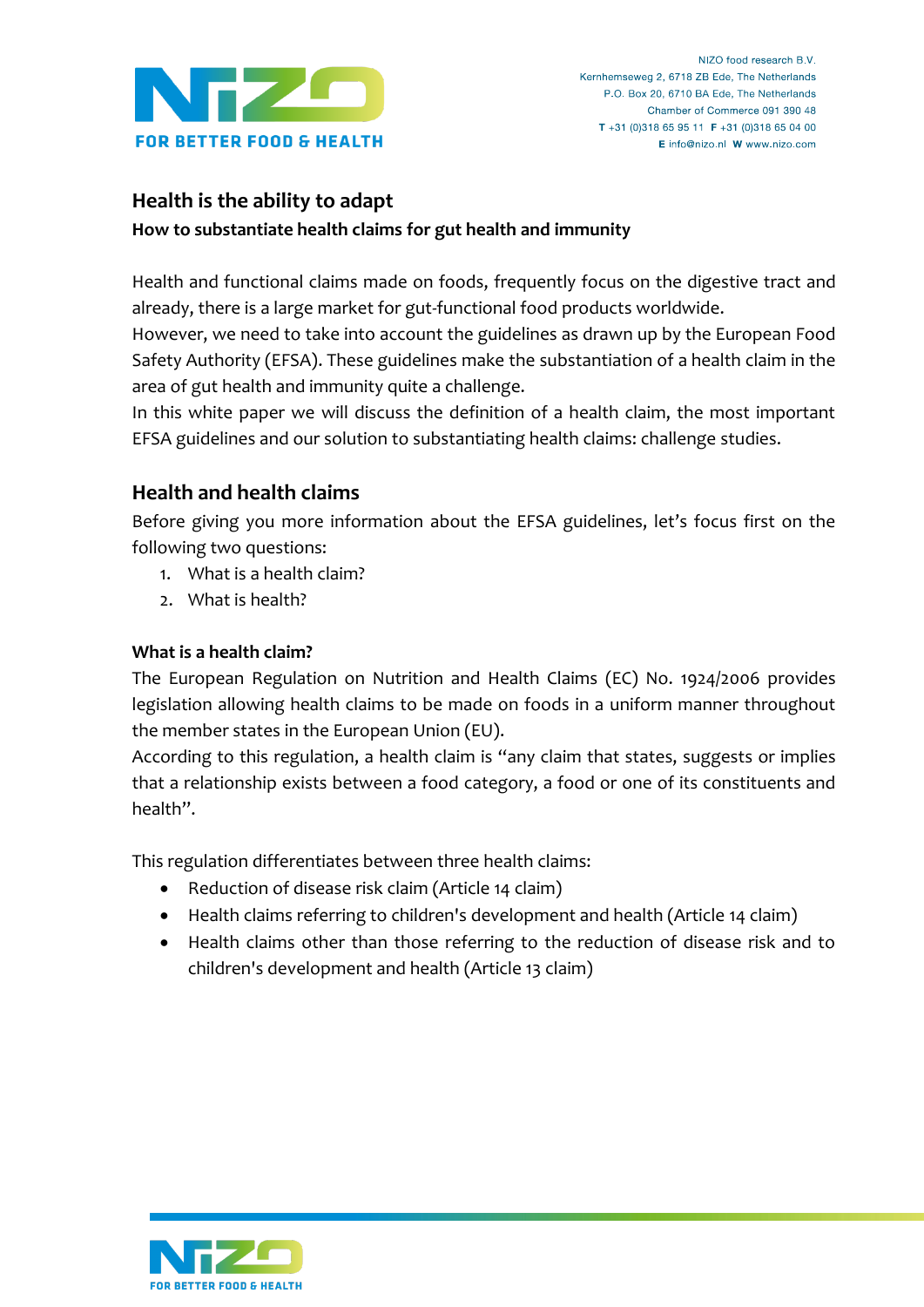# Health is the ability to adapt

**How to substantiate health claims for gut health and immunity**

Health and functional claims made on foods, frequently focus on the digestive tract and already, there is a large market for gut-functional food products worldwide.
However, we need to take into account the guidelines as drawn up by the European Food Safety Authority (EFSA). These guidelines make the substantiation of a health claim in the area of gut health and immunity quite a challenge.
In this white paper we will discuss the definition of a health claim, the most important EFSA guidelines and our solution to substantiating health claims: challenge studies.

## Health and health claims

Before giving you more information about the EFSA guidelines, let's focus first on the following two questions:

1. What is a health claim?
2. What is health?

### What is a health claim?

The European Regulation on Nutrition and Health Claims (EC) No. 1924/2006 provides legislation allowing health claims to be made on foods in a uniform manner throughout the member states in the European Union (EU).
According to this regulation, a health claim is "any claim that states, suggests or implies that a relationship exists between a food category, a food or one of its constituents and health".

This regulation differentiates between three health claims:

- Reduction of disease risk claim (Article 14 claim)
- Health claims referring to children's development and health (Article 14 claim)
- Health claims other than those referring to the reduction of disease risk and to children's development and health (Article 13 claim)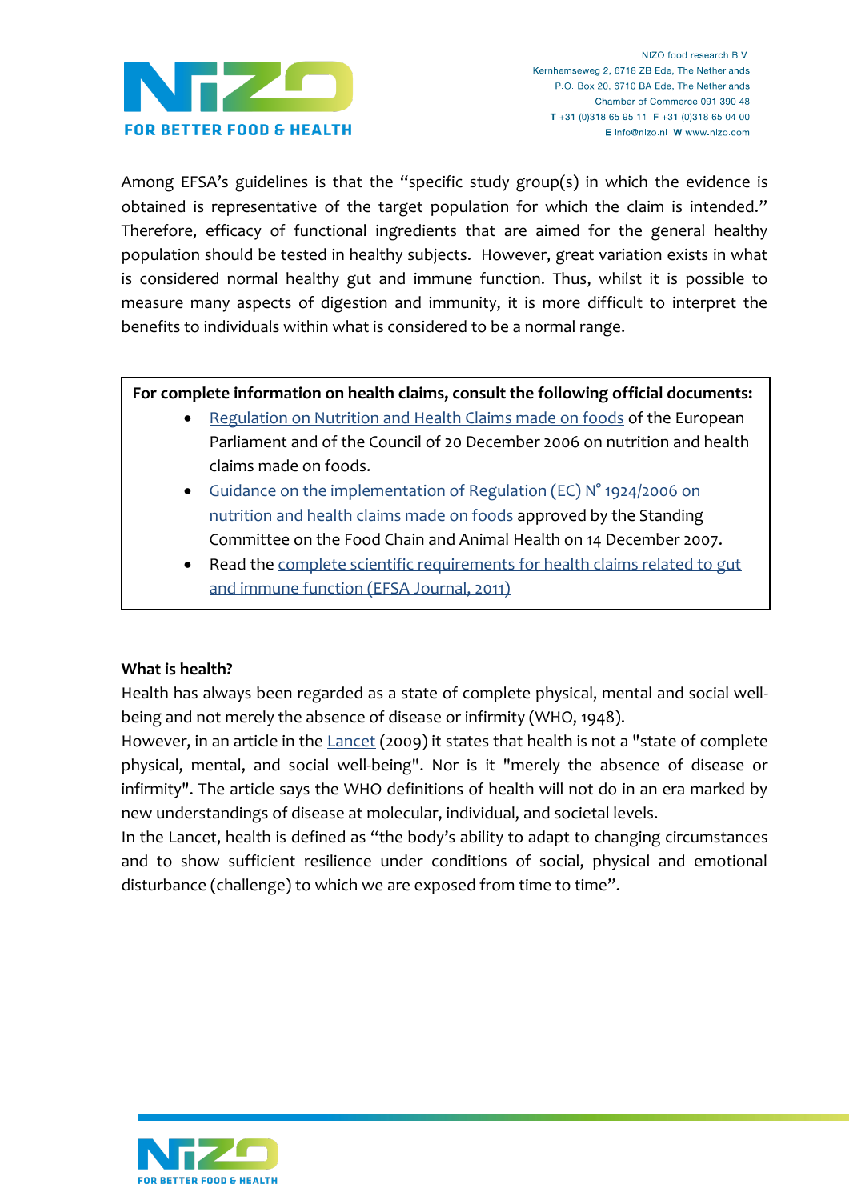Among EFSA's guidelines is that the "specific study group(s) in which the evidence is obtained is representative of the target population for which the claim is intended." Therefore, efficacy of functional ingredients that are aimed for the general healthy population should be tested in healthy subjects. However, great variation exists in what is considered normal healthy gut and immune function. Thus, whilst it is possible to measure many aspects of digestion and immunity, it is more difficult to interpret the benefits to individuals within what is considered to be a normal range.

**For complete information on health claims, consult the following official documents:**

- Regulation on Nutrition and Health Claims made on foods of the European Parliament and of the Council of 20 December 2006 on nutrition and health claims made on foods.
- Guidance on the implementation of Regulation (EC) N° 1924/2006 on nutrition and health claims made on foods approved by the Standing Committee on the Food Chain and Animal Health on 14 December 2007.
- Read the complete scientific requirements for health claims related to gut and immune function (EFSA Journal, 2011)

**What is health?**

Health has always been regarded as a state of complete physical, mental and social well-being and not merely the absence of disease or infirmity (WHO, 1948).

However, in an article in the Lancet (2009) it states that health is not a "state of complete physical, mental, and social well-being". Nor is it "merely the absence of disease or infirmity". The article says the WHO definitions of health will not do in an era marked by new understandings of disease at molecular, individual, and societal levels.

In the Lancet, health is defined as "the body's ability to adapt to changing circumstances and to show sufficient resilience under conditions of social, physical and emotional disturbance (challenge) to which we are exposed from time to time".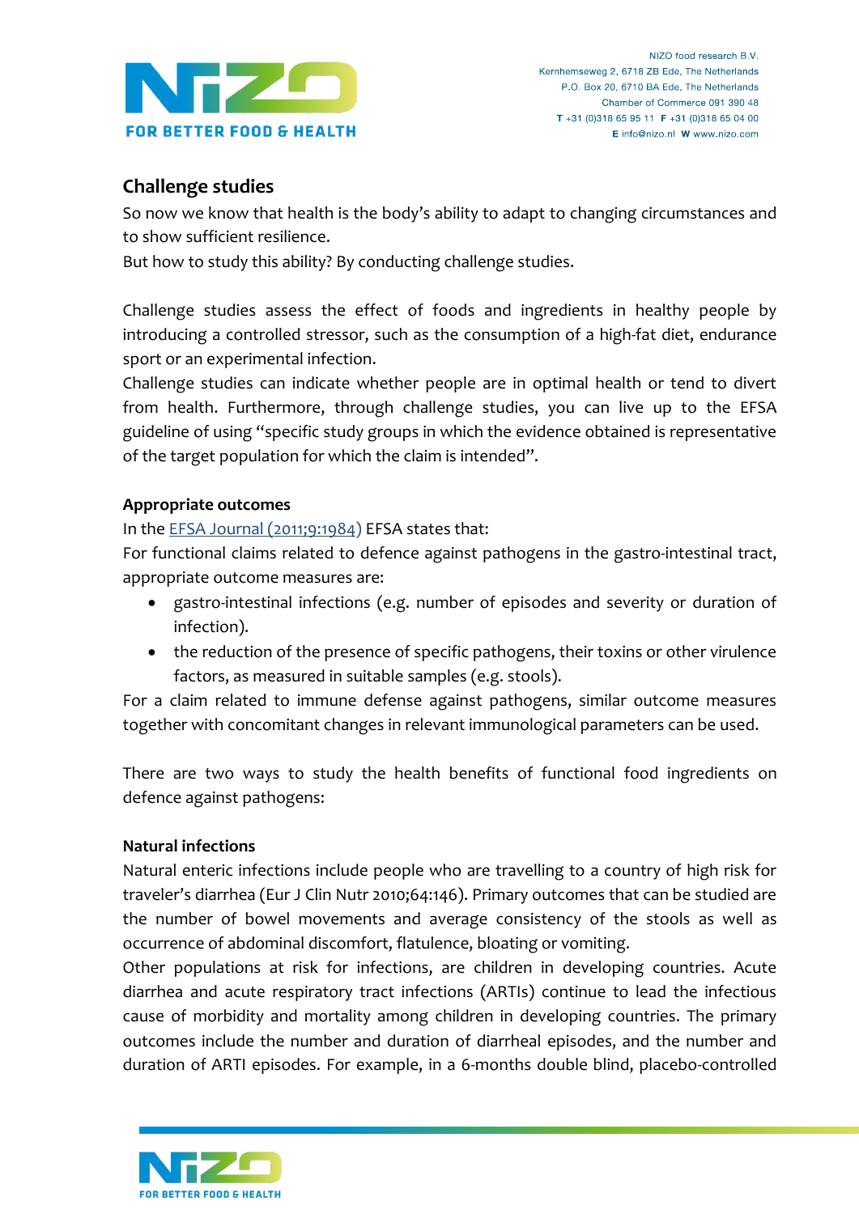## Challenge studies

So now we know that health is the body's ability to adapt to changing circumstances and to show sufficient resilience.
But how to study this ability? By conducting challenge studies.

Challenge studies assess the effect of foods and ingredients in healthy people by introducing a controlled stressor, such as the consumption of a high-fat diet, endurance sport or an experimental infection.
Challenge studies can indicate whether people are in optimal health or tend to divert from health. Furthermore, through challenge studies, you can live up to the EFSA guideline of using "specific study groups in which the evidence obtained is representative of the target population for which the claim is intended".

### Appropriate outcomes

In the EFSA Journal (2011;9:1984) EFSA states that:
For functional claims related to defence against pathogens in the gastro-intestinal tract, appropriate outcome measures are:

- gastro-intestinal infections (e.g. number of episodes and severity or duration of infection).
- the reduction of the presence of specific pathogens, their toxins or other virulence factors, as measured in suitable samples (e.g. stools).

For a claim related to immune defense against pathogens, similar outcome measures together with concomitant changes in relevant immunological parameters can be used.

There are two ways to study the health benefits of functional food ingredients on defence against pathogens:

### Natural infections

Natural enteric infections include people who are travelling to a country of high risk for traveler's diarrhea (Eur J Clin Nutr 2010;64:146). Primary outcomes that can be studied are the number of bowel movements and average consistency of the stools as well as occurrence of abdominal discomfort, flatulence, bloating or vomiting.
Other populations at risk for infections, are children in developing countries. Acute diarrhea and acute respiratory tract infections (ARTIs) continue to lead the infectious cause of morbidity and mortality among children in developing countries. The primary outcomes include the number and duration of diarrheal episodes, and the number and duration of ARTI episodes. For example, in a 6-months double blind, placebo-controlled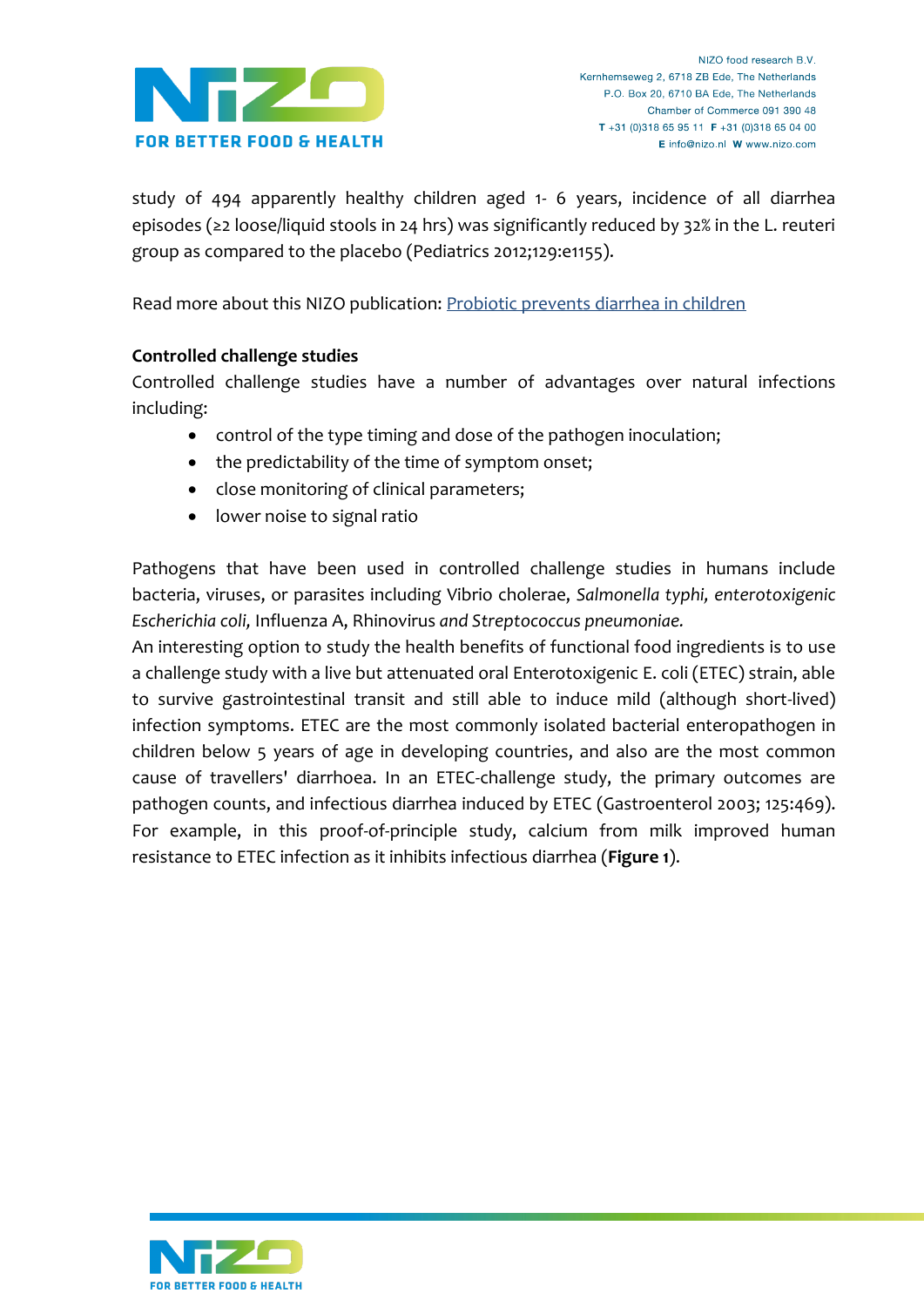study of 494 apparently healthy children aged 1- 6 years, incidence of all diarrhea episodes (≥2 loose/liquid stools in 24 hrs) was significantly reduced by 32% in the L. reuteri group as compared to the placebo (Pediatrics 2012;129:e1155).

Read more about this NIZO publication: [Probiotic prevents diarrhea in children]

**Controlled challenge studies**

Controlled challenge studies have a number of advantages over natural infections including:

- control of the type timing and dose of the pathogen inoculation;
- the predictability of the time of symptom onset;
- close monitoring of clinical parameters;
- lower noise to signal ratio

Pathogens that have been used in controlled challenge studies in humans include bacteria, viruses, or parasites including Vibrio cholerae, *Salmonella typhi, enterotoxigenic Escherichia coli,* Influenza A, Rhinovirus *and Streptococcus pneumoniae.*

An interesting option to study the health benefits of functional food ingredients is to use a challenge study with a live but attenuated oral Enterotoxigenic E. coli (ETEC) strain, able to survive gastrointestinal transit and still able to induce mild (although short-lived) infection symptoms. ETEC are the most commonly isolated bacterial enteropathogen in children below 5 years of age in developing countries, and also are the most common cause of travellers' diarrhoea. In an ETEC-challenge study, the primary outcomes are pathogen counts, and infectious diarrhea induced by ETEC (Gastroenterol 2003; 125:469). For example, in this proof-of-principle study, calcium from milk improved human resistance to ETEC infection as it inhibits infectious diarrhea (**Figure 1**).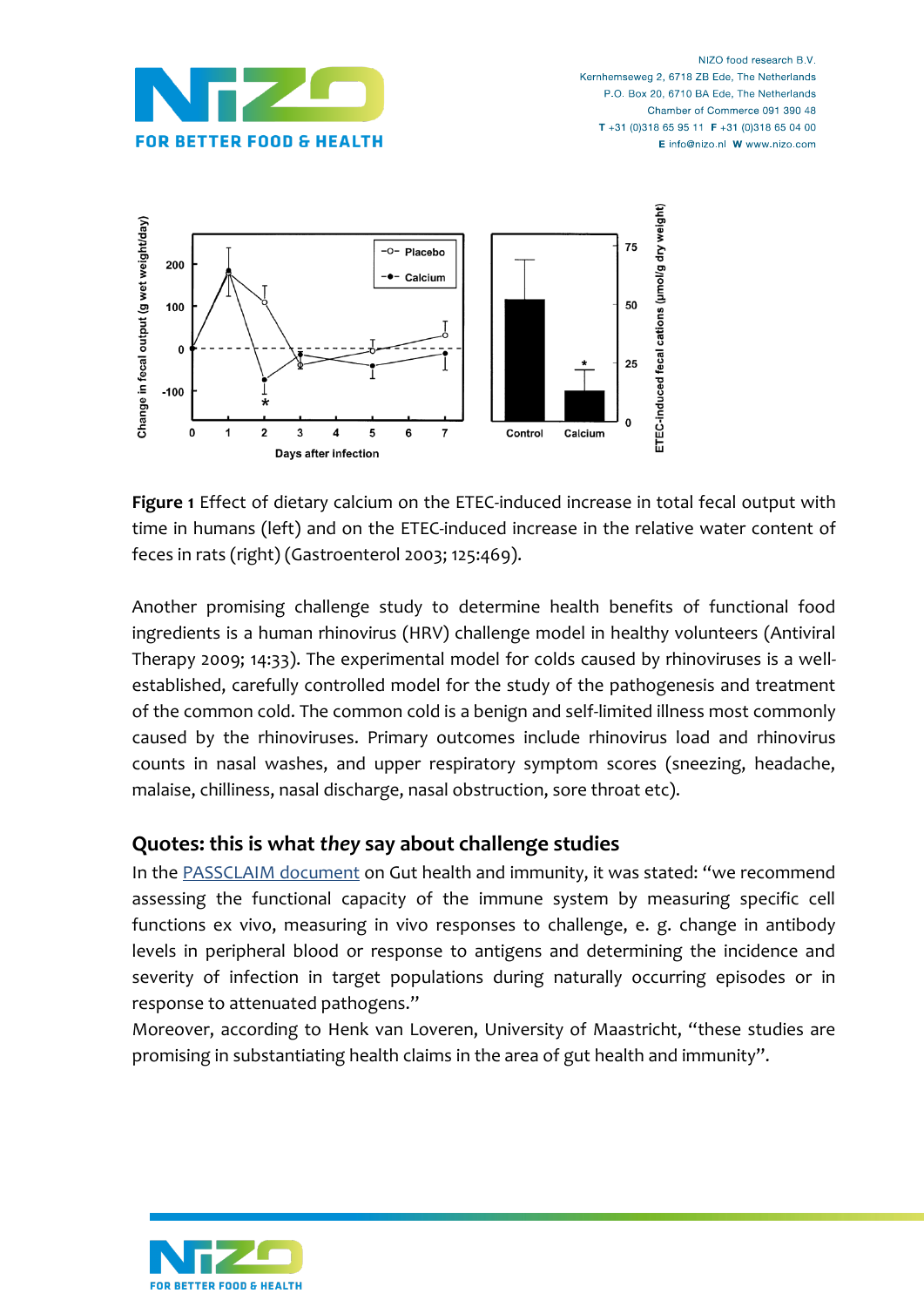**Figure 1** Effect of dietary calcium on the ETEC-induced increase in total fecal output with time in humans (left) and on the ETEC-induced increase in the relative water content of feces in rats (right) (Gastroenterol 2003; 125:469).

Another promising challenge study to determine health benefits of functional food ingredients is a human rhinovirus (HRV) challenge model in healthy volunteers (Antiviral Therapy 2009; 14:33). The experimental model for colds caused by rhinoviruses is a well-established, carefully controlled model for the study of the pathogenesis and treatment of the common cold. The common cold is a benign and self-limited illness most commonly caused by the rhinoviruses. Primary outcomes include rhinovirus load and rhinovirus counts in nasal washes, and upper respiratory symptom scores (sneezing, headache, malaise, chilliness, nasal discharge, nasal obstruction, sore throat etc).

## Quotes: this is what *they* say about challenge studies

In the PASSCLAIM document on Gut health and immunity, it was stated: "we recommend assessing the functional capacity of the immune system by measuring specific cell functions ex vivo, measuring in vivo responses to challenge, e. g. change in antibody levels in peripheral blood or response to antigens and determining the incidence and severity of infection in target populations during naturally occurring episodes or in response to attenuated pathogens."

Moreover, according to Henk van Loveren, University of Maastricht, "these studies are promising in substantiating health claims in the area of gut health and immunity".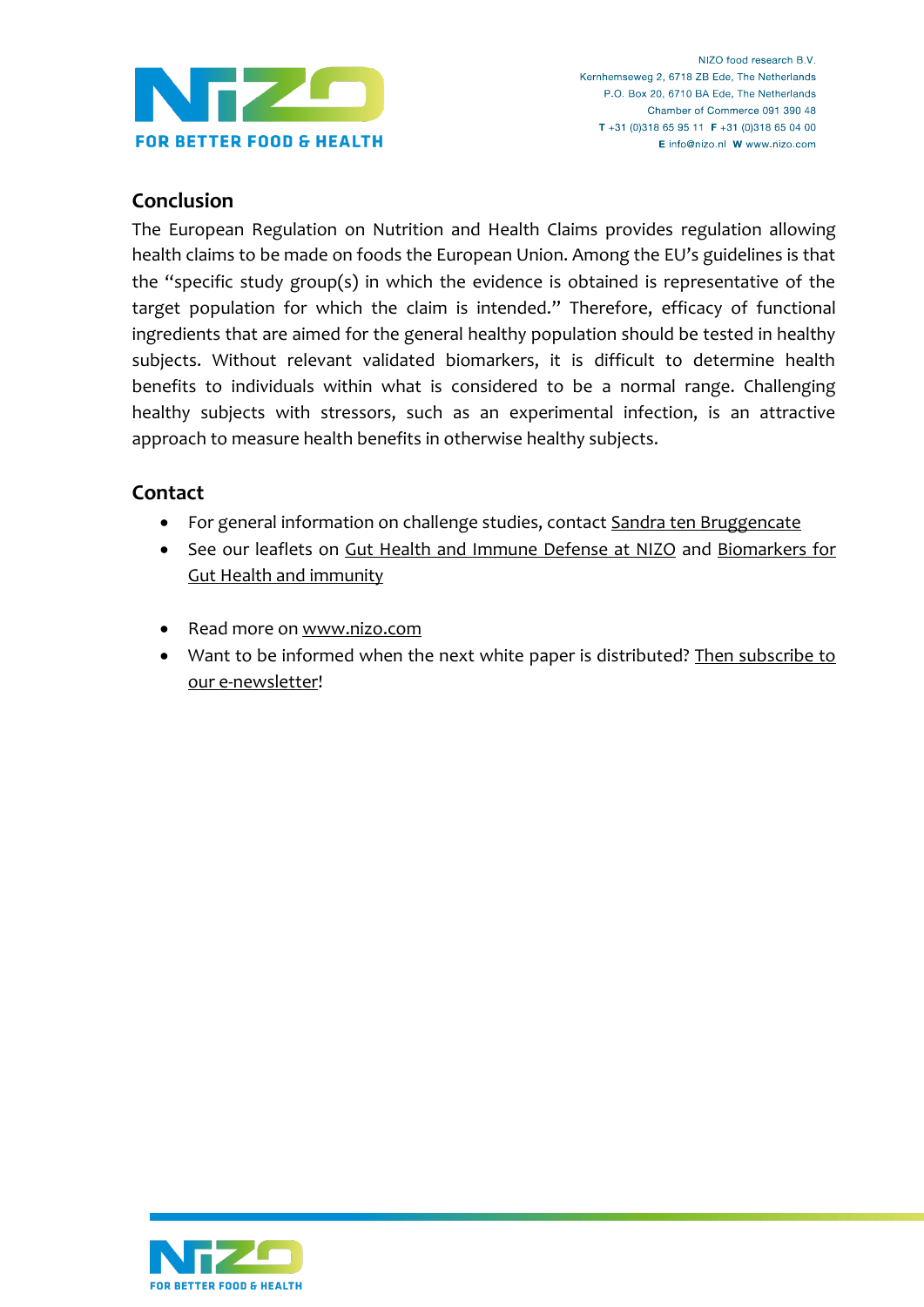## Conclusion

The European Regulation on Nutrition and Health Claims provides regulation allowing health claims to be made on foods the European Union. Among the EU's guidelines is that the "specific study group(s) in which the evidence is obtained is representative of the target population for which the claim is intended." Therefore, efficacy of functional ingredients that are aimed for the general healthy population should be tested in healthy subjects. Without relevant validated biomarkers, it is difficult to determine health benefits to individuals within what is considered to be a normal range. Challenging healthy subjects with stressors, such as an experimental infection, is an attractive approach to measure health benefits in otherwise healthy subjects.

## Contact

- For general information on challenge studies, contact Sandra ten Bruggencate
- See our leaflets on Gut Health and Immune Defense at NIZO and Biomarkers for Gut Health and immunity
- Read more on www.nizo.com
- Want to be informed when the next white paper is distributed? Then subscribe to our e-newsletter!